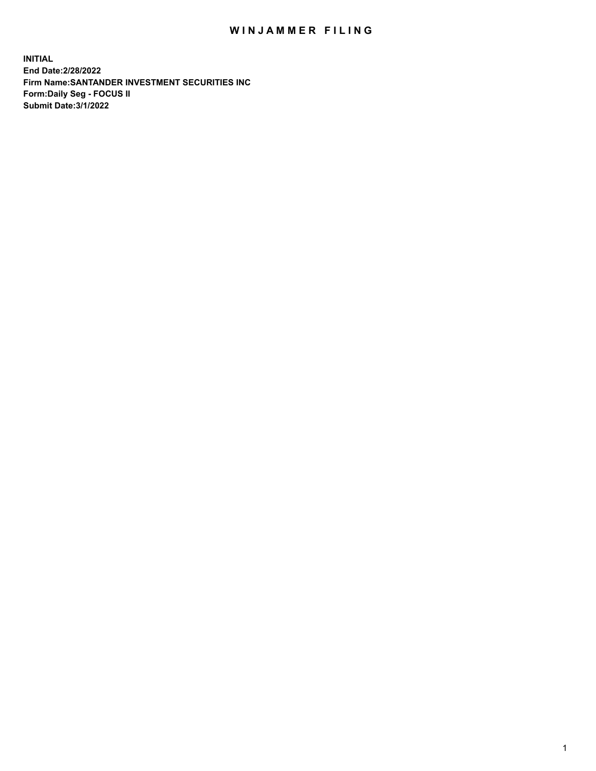# WINJAMMER FILING

**INITIAL**
**End Date:2/28/2022**
**Firm Name:SANTANDER INVESTMENT SECURITIES INC**
**Form:Daily Seg - FOCUS II**
**Submit Date:3/1/2022**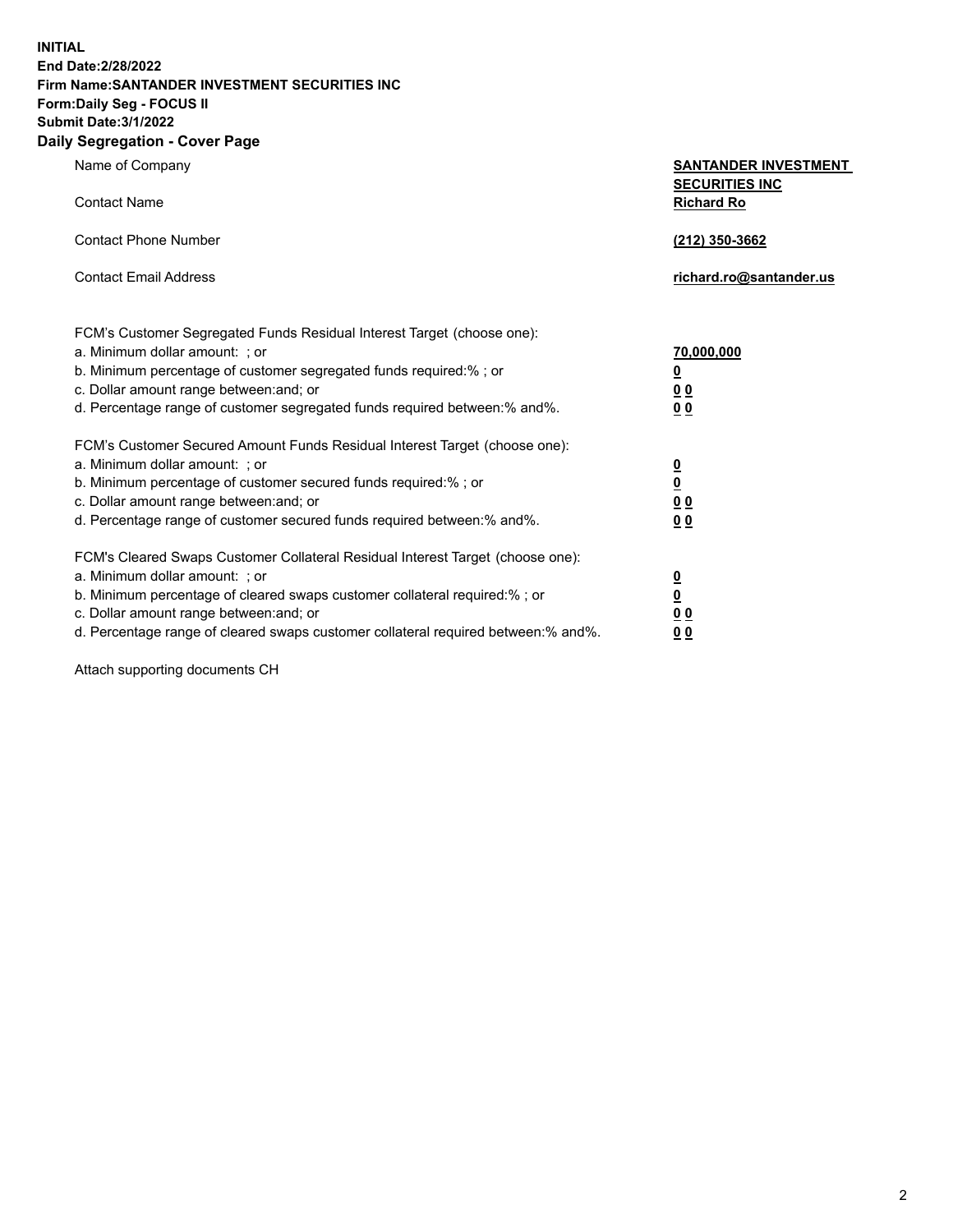**INITIAL**
**End Date:2/28/2022**
**Firm Name:SANTANDER INVESTMENT SECURITIES INC**
**Form:Daily Seg - FOCUS II**
**Submit Date:3/1/2022**

## Daily Segregation - Cover Page

| | |
|---|---|
| Name of Company | **SANTANDER INVESTMENT SECURITIES INC** |
| Contact Name | **Richard Ro** |
| Contact Phone Number | **(212) 350-3662** |
| Contact Email Address | **richard.ro@santander.us** |

| | |
|---|---|
| FCM's Customer Segregated Funds Residual Interest Target (choose one): | |
| a. Minimum dollar amount: ; or | **70,000,000** |
| b. Minimum percentage of customer segregated funds required:% ; or | **0** |
| c. Dollar amount range between:and; or | **0 0** |
| d. Percentage range of customer segregated funds required between:% and%. | **0 0** |
| FCM's Customer Secured Amount Funds Residual Interest Target (choose one): | |
| a. Minimum dollar amount: ; or | **0** |
| b. Minimum percentage of customer secured funds required:% ; or | **0** |
| c. Dollar amount range between:and; or | **0 0** |
| d. Percentage range of customer secured funds required between:% and%. | **0 0** |
| FCM's Cleared Swaps Customer Collateral Residual Interest Target (choose one): | |
| a. Minimum dollar amount: ; or | **0** |
| b. Minimum percentage of cleared swaps customer collateral required:% ; or | **0** |
| c. Dollar amount range between:and; or | **0 0** |
| d. Percentage range of cleared swaps customer collateral required between:% and%. | **0 0** |

Attach supporting documents CH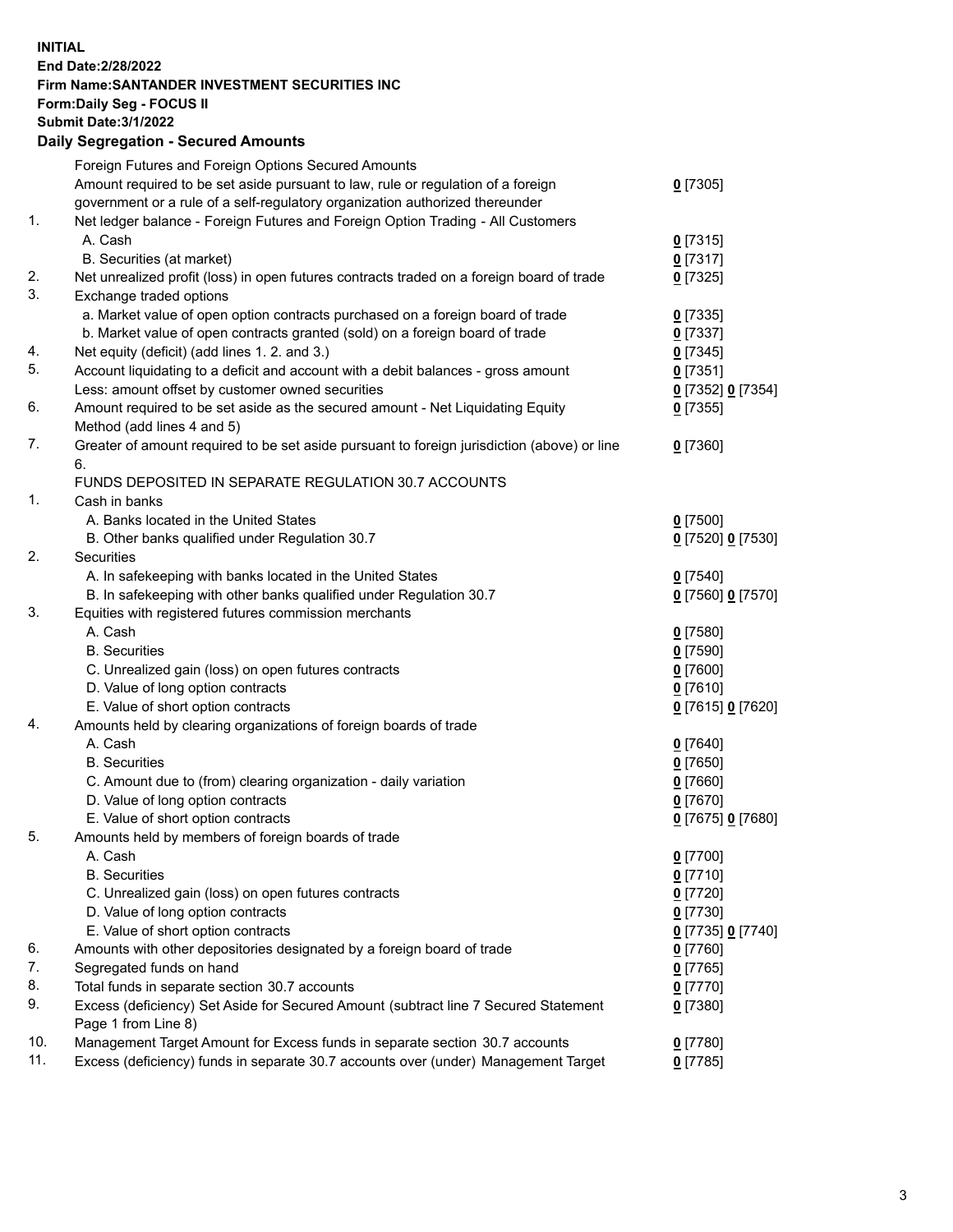**INITIAL**
**End Date:2/28/2022**
**Firm Name:SANTANDER INVESTMENT SECURITIES INC**
**Form:Daily Seg - FOCUS II**
**Submit Date:3/1/2022**

## Daily Segregation - Secured Amounts

| | | |
|---|---|---|
| | Foreign Futures and Foreign Options Secured Amounts | |
| | Amount required to be set aside pursuant to law, rule or regulation of a foreign government or a rule of a self-regulatory organization authorized thereunder | 0 [7305] |
| 1. | Net ledger balance - Foreign Futures and Foreign Option Trading - All Customers | |
| | A. Cash | 0 [7315] |
| | B. Securities (at market) | 0 [7317] |
| 2. | Net unrealized profit (loss) in open futures contracts traded on a foreign board of trade | 0 [7325] |
| 3. | Exchange traded options | |
| | a. Market value of open option contracts purchased on a foreign board of trade | 0 [7335] |
| | b. Market value of open contracts granted (sold) on a foreign board of trade | 0 [7337] |
| 4. | Net equity (deficit) (add lines 1. 2. and 3.) | 0 [7345] |
| 5. | Account liquidating to a deficit and account with a debit balances - gross amount | 0 [7351] |
| | Less: amount offset by customer owned securities | 0 [7352] 0 [7354] |
| 6. | Amount required to be set aside as the secured amount - Net Liquidating Equity Method (add lines 4 and 5) | 0 [7355] |
| 7. | Greater of amount required to be set aside pursuant to foreign jurisdiction (above) or line 6. | 0 [7360] |
| | FUNDS DEPOSITED IN SEPARATE REGULATION 30.7 ACCOUNTS | |
| 1. | Cash in banks | |
| | A. Banks located in the United States | 0 [7500] |
| | B. Other banks qualified under Regulation 30.7 | 0 [7520] 0 [7530] |
| 2. | Securities | |
| | A. In safekeeping with banks located in the United States | 0 [7540] |
| | B. In safekeeping with other banks qualified under Regulation 30.7 | 0 [7560] 0 [7570] |
| 3. | Equities with registered futures commission merchants | |
| | A. Cash | 0 [7580] |
| | B. Securities | 0 [7590] |
| | C. Unrealized gain (loss) on open futures contracts | 0 [7600] |
| | D. Value of long option contracts | 0 [7610] |
| | E. Value of short option contracts | 0 [7615] 0 [7620] |
| 4. | Amounts held by clearing organizations of foreign boards of trade | |
| | A. Cash | 0 [7640] |
| | B. Securities | 0 [7650] |
| | C. Amount due to (from) clearing organization - daily variation | 0 [7660] |
| | D. Value of long option contracts | 0 [7670] |
| | E. Value of short option contracts | 0 [7675] 0 [7680] |
| 5. | Amounts held by members of foreign boards of trade | |
| | A. Cash | 0 [7700] |
| | B. Securities | 0 [7710] |
| | C. Unrealized gain (loss) on open futures contracts | 0 [7720] |
| | D. Value of long option contracts | 0 [7730] |
| | E. Value of short option contracts | 0 [7735] 0 [7740] |
| 6. | Amounts with other depositories designated by a foreign board of trade | 0 [7760] |
| 7. | Segregated funds on hand | 0 [7765] |
| 8. | Total funds in separate section 30.7 accounts | 0 [7770] |
| 9. | Excess (deficiency) Set Aside for Secured Amount (subtract line 7 Secured Statement Page 1 from Line 8) | 0 [7380] |
| 10. | Management Target Amount for Excess funds in separate section 30.7 accounts | 0 [7780] |
| 11. | Excess (deficiency) funds in separate 30.7 accounts over (under) Management Target | 0 [7785] |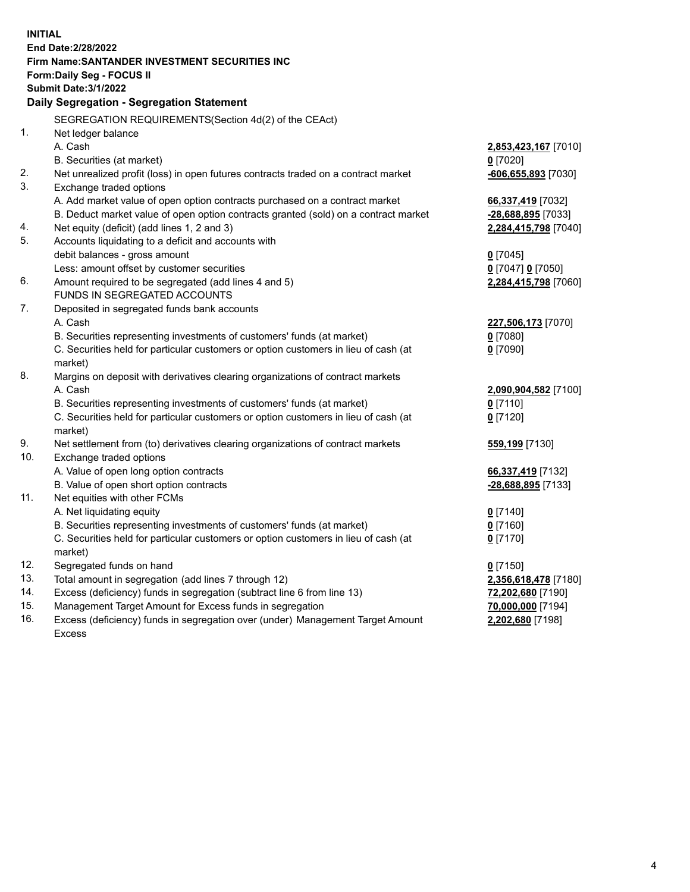**INITIAL**
**End Date:2/28/2022**
**Firm Name:SANTANDER INVESTMENT SECURITIES INC**
**Form:Daily Seg - FOCUS II**
**Submit Date:3/1/2022**

## Daily Segregation - Segregation Statement

SEGREGATION REQUIREMENTS(Section 4d(2) of the CEAct)

| | | |
|---|---|---|
| 1. | Net ledger balance | |
| | A. Cash | **2,853,423,167** [7010] |
| | B. Securities (at market) | **0** [7020] |
| 2. | Net unrealized profit (loss) in open futures contracts traded on a contract market | **-606,655,893** [7030] |
| 3. | Exchange traded options | |
| | A. Add market value of open option contracts purchased on a contract market | **66,337,419** [7032] |
| | B. Deduct market value of open option contracts granted (sold) on a contract market | **-28,688,895** [7033] |
| 4. | Net equity (deficit) (add lines 1, 2 and 3) | **2,284,415,798** [7040] |
| 5. | Accounts liquidating to a deficit and accounts with debit balances - gross amount | **0** [7045] |
| | Less: amount offset by customer securities | **0** [7047] **0** [7050] |
| 6. | Amount required to be segregated (add lines 4 and 5) | **2,284,415,798** [7060] |
| | FUNDS IN SEGREGATED ACCOUNTS | |
| 7. | Deposited in segregated funds bank accounts | |
| | A. Cash | **227,506,173** [7070] |
| | B. Securities representing investments of customers' funds (at market) | **0** [7080] |
| | C. Securities held for particular customers or option customers in lieu of cash (at market) | **0** [7090] |
| 8. | Margins on deposit with derivatives clearing organizations of contract markets | |
| | A. Cash | **2,090,904,582** [7100] |
| | B. Securities representing investments of customers' funds (at market) | **0** [7110] |
| | C. Securities held for particular customers or option customers in lieu of cash (at market) | **0** [7120] |
| 9. | Net settlement from (to) derivatives clearing organizations of contract markets | **559,199** [7130] |
| 10. | Exchange traded options | |
| | A. Value of open long option contracts | **66,337,419** [7132] |
| | B. Value of open short option contracts | **-28,688,895** [7133] |
| 11. | Net equities with other FCMs | |
| | A. Net liquidating equity | **0** [7140] |
| | B. Securities representing investments of customers' funds (at market) | **0** [7160] |
| | C. Securities held for particular customers or option customers in lieu of cash (at market) | **0** [7170] |
| 12. | Segregated funds on hand | **0** [7150] |
| 13. | Total amount in segregation (add lines 7 through 12) | **2,356,618,478** [7180] |
| 14. | Excess (deficiency) funds in segregation (subtract line 6 from line 13) | **72,202,680** [7190] |
| 15. | Management Target Amount for Excess funds in segregation | **70,000,000** [7194] |
| 16. | Excess (deficiency) funds in segregation over (under) Management Target Amount Excess | **2,202,680** [7198] |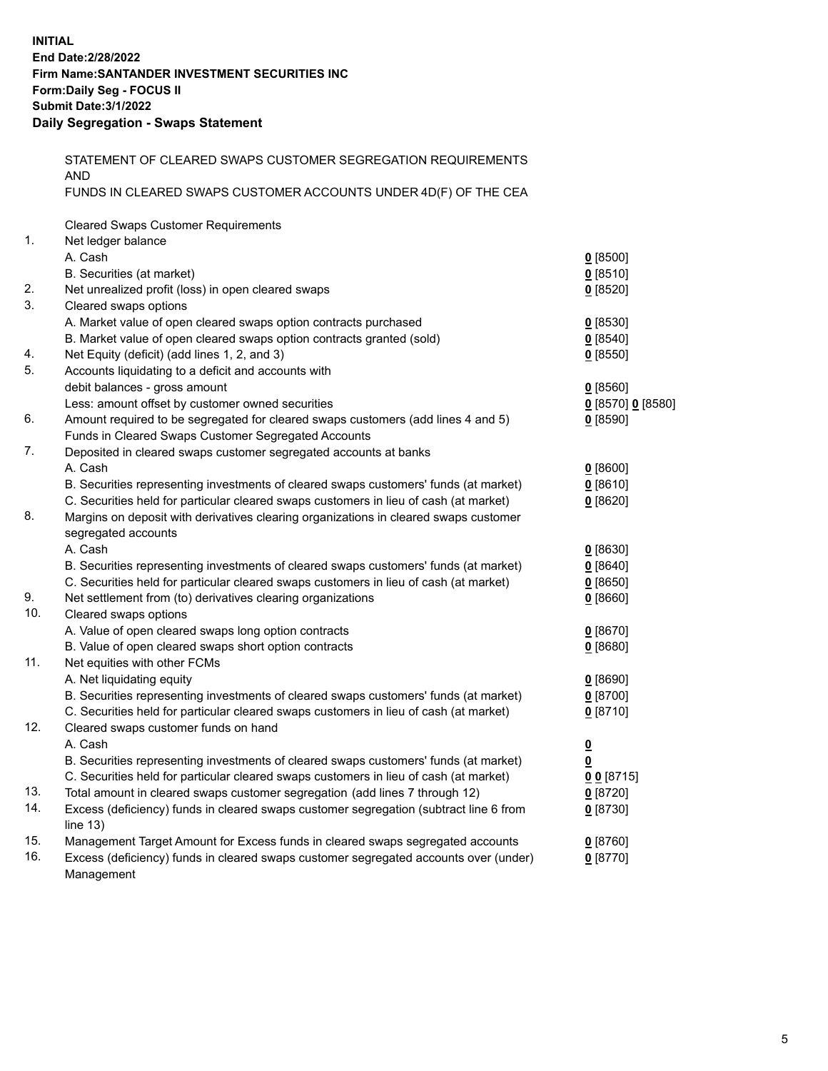**INITIAL**
**End Date:2/28/2022**
**Firm Name:SANTANDER INVESTMENT SECURITIES INC**
**Form:Daily Seg - FOCUS II**
**Submit Date:3/1/2022**
**Daily Segregation - Swaps Statement**

STATEMENT OF CLEARED SWAPS CUSTOMER SEGREGATION REQUIREMENTS AND FUNDS IN CLEARED SWAPS CUSTOMER ACCOUNTS UNDER 4D(F) OF THE CEA

| | | |
|---|---|---|
| | Cleared Swaps Customer Requirements | |
| 1. | Net ledger balance | |
| | A. Cash | 0 [8500] |
| | B. Securities (at market) | 0 [8510] |
| 2. | Net unrealized profit (loss) in open cleared swaps | 0 [8520] |
| 3. | Cleared swaps options | |
| | A. Market value of open cleared swaps option contracts purchased | 0 [8530] |
| | B. Market value of open cleared swaps option contracts granted (sold) | 0 [8540] |
| 4. | Net Equity (deficit) (add lines 1, 2, and 3) | 0 [8550] |
| 5. | Accounts liquidating to a deficit and accounts with debit balances - gross amount | 0 [8560] |
| | Less: amount offset by customer owned securities | 0 [8570] 0 [8580] |
| 6. | Amount required to be segregated for cleared swaps customers (add lines 4 and 5) | 0 [8590] |
| | Funds in Cleared Swaps Customer Segregated Accounts | |
| 7. | Deposited in cleared swaps customer segregated accounts at banks | |
| | A. Cash | 0 [8600] |
| | B. Securities representing investments of cleared swaps customers' funds (at market) | 0 [8610] |
| | C. Securities held for particular cleared swaps customers in lieu of cash (at market) | 0 [8620] |
| 8. | Margins on deposit with derivatives clearing organizations in cleared swaps customer segregated accounts | |
| | A. Cash | 0 [8630] |
| | B. Securities representing investments of cleared swaps customers' funds (at market) | 0 [8640] |
| | C. Securities held for particular cleared swaps customers in lieu of cash (at market) | 0 [8650] |
| 9. | Net settlement from (to) derivatives clearing organizations | 0 [8660] |
| 10. | Cleared swaps options | |
| | A. Value of open cleared swaps long option contracts | 0 [8670] |
| | B. Value of open cleared swaps short option contracts | 0 [8680] |
| 11. | Net equities with other FCMs | |
| | A. Net liquidating equity | 0 [8690] |
| | B. Securities representing investments of cleared swaps customers' funds (at market) | 0 [8700] |
| | C. Securities held for particular cleared swaps customers in lieu of cash (at market) | 0 [8710] |
| 12. | Cleared swaps customer funds on hand | |
| | A. Cash | 0 |
| | B. Securities representing investments of cleared swaps customers' funds (at market) | 0 |
| | C. Securities held for particular cleared swaps customers in lieu of cash (at market) | 0 0 [8715] |
| 13. | Total amount in cleared swaps customer segregation (add lines 7 through 12) | 0 [8720] |
| 14. | Excess (deficiency) funds in cleared swaps customer segregation (subtract line 6 from line 13) | 0 [8730] |
| 15. | Management Target Amount for Excess funds in cleared swaps segregated accounts | 0 [8760] |
| 16. | Excess (deficiency) funds in cleared swaps customer segregated accounts over (under) Management | 0 [8770] |